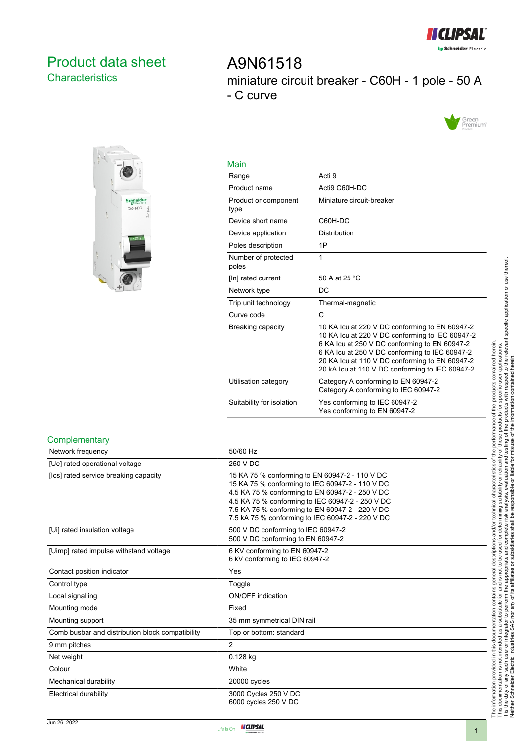# Product data sheet

## Characteristics

# A9N61518

miniature circuit breaker - C60H - 1 pole - 50 A - C curve

## Main

| | |
|---|---|
| Range | Acti 9 |
| Product name | Acti9 C60H-DC |
| Product or component type | Miniature circuit-breaker |
| Device short name | C60H-DC |
| Device application | Distribution |
| Poles description | 1P |
| Number of protected poles | 1 |
| [In] rated current | 50 A at 25 °C |
| Network type | DC |
| Trip unit technology | Thermal-magnetic |
| Curve code | C |
| Breaking capacity | 10 KA Icu at 220 V DC conforming to EN 60947-2<br>10 KA Icu at 220 V DC conforming to IEC 60947-2<br>6 KA Icu at 250 V DC conforming to EN 60947-2<br>6 KA Icu at 250 V DC conforming to IEC 60947-2<br>20 KA Icu at 110 V DC conforming to EN 60947-2<br>20 kA Icu at 110 V DC conforming to IEC 60947-2 |
| Utilisation category | Category A conforming to EN 60947-2<br>Category A conforming to IEC 60947-2 |
| Suitability for isolation | Yes conforming to IEC 60947-2<br>Yes conforming to EN 60947-2 |

## Complementary

| | |
|---|---|
| Network frequency | 50/60 Hz |
| [Ue] rated operational voltage | 250 V DC |
| [Ics] rated service breaking capacity | 15 KA 75 % conforming to EN 60947-2 - 110 V DC<br>15 KA 75 % conforming to IEC 60947-2 - 110 V DC<br>4.5 KA 75 % conforming to EN 60947-2 - 250 V DC<br>4.5 KA 75 % conforming to IEC 60947-2 - 250 V DC<br>7.5 KA 75 % conforming to EN 60947-2 - 220 V DC<br>7.5 kA 75 % conforming to IEC 60947-2 - 220 V DC |
| [Ui] rated insulation voltage | 500 V DC conforming to IEC 60947-2<br>500 V DC conforming to EN 60947-2 |
| [Uimp] rated impulse withstand voltage | 6 KV conforming to EN 60947-2<br>6 kV conforming to IEC 60947-2 |
| Contact position indicator | Yes |
| Control type | Toggle |
| Local signalling | ON/OFF indication |
| Mounting mode | Fixed |
| Mounting support | 35 mm symmetrical DIN rail |
| Comb busbar and distribution block compatibility | Top or bottom: standard |
| 9 mm pitches | 2 |
| Net weight | 0.128 kg |
| Colour | White |
| Mechanical durability | 20000 cycles |
| Electrical durability | 3000 Cycles 250 V DC<br>6000 cycles 250 V DC |

Jun 26, 2022

The information provided in this documentation contains general descriptions and/or technical characteristics of the performance of the products contained herein. This documentation is not intended as a substitute for and is not to be used for determining suitability or reliability of these products for specific user applications. It is the duty of any such user or integrator to perform the appropriate and complete risk analysis, evaluation and testing of the products with respect to the relevant specific application or use thereof. Neither Schneider Electric Industries SAS nor any of its affiliates or subsidiaries shall be responsible or liable for misuse of the information contained herein.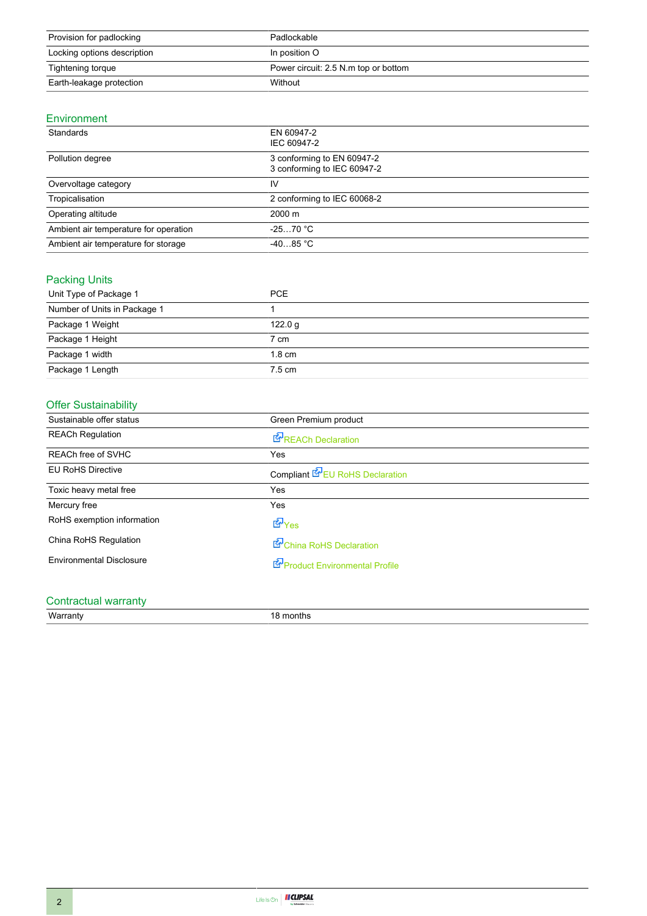| | |
|---|---|
| Provision for padlocking | Padlockable |
| Locking options description | In position O |
| Tightening torque | Power circuit: 2.5 N.m top or bottom |
| Earth-leakage protection | Without |

## Environment

| | |
|---|---|
| Standards | EN 60947-2<br>IEC 60947-2 |
| Pollution degree | 3 conforming to EN 60947-2<br>3 conforming to IEC 60947-2 |
| Overvoltage category | IV |
| Tropicalisation | 2 conforming to IEC 60068-2 |
| Operating altitude | 2000 m |
| Ambient air temperature for operation | -25…70 °C |
| Ambient air temperature for storage | -40…85 °C |

## Packing Units

| | |
|---|---|
| Unit Type of Package 1 | PCE |
| Number of Units in Package 1 | 1 |
| Package 1 Weight | 122.0 g |
| Package 1 Height | 7 cm |
| Package 1 width | 1.8 cm |
| Package 1 Length | 7.5 cm |

## Offer Sustainability

| | |
|---|---|
| Sustainable offer status | Green Premium product |
| REACh Regulation | REACh Declaration |
| REACh free of SVHC | Yes |
| EU RoHS Directive | Compliant EU RoHS Declaration |
| Toxic heavy metal free | Yes |
| Mercury free | Yes |
| RoHS exemption information | Yes |
| China RoHS Regulation | China RoHS Declaration |
| Environmental Disclosure | Product Environmental Profile |

## Contractual warranty

| | |
|---|---|
| Warranty | 18 months |